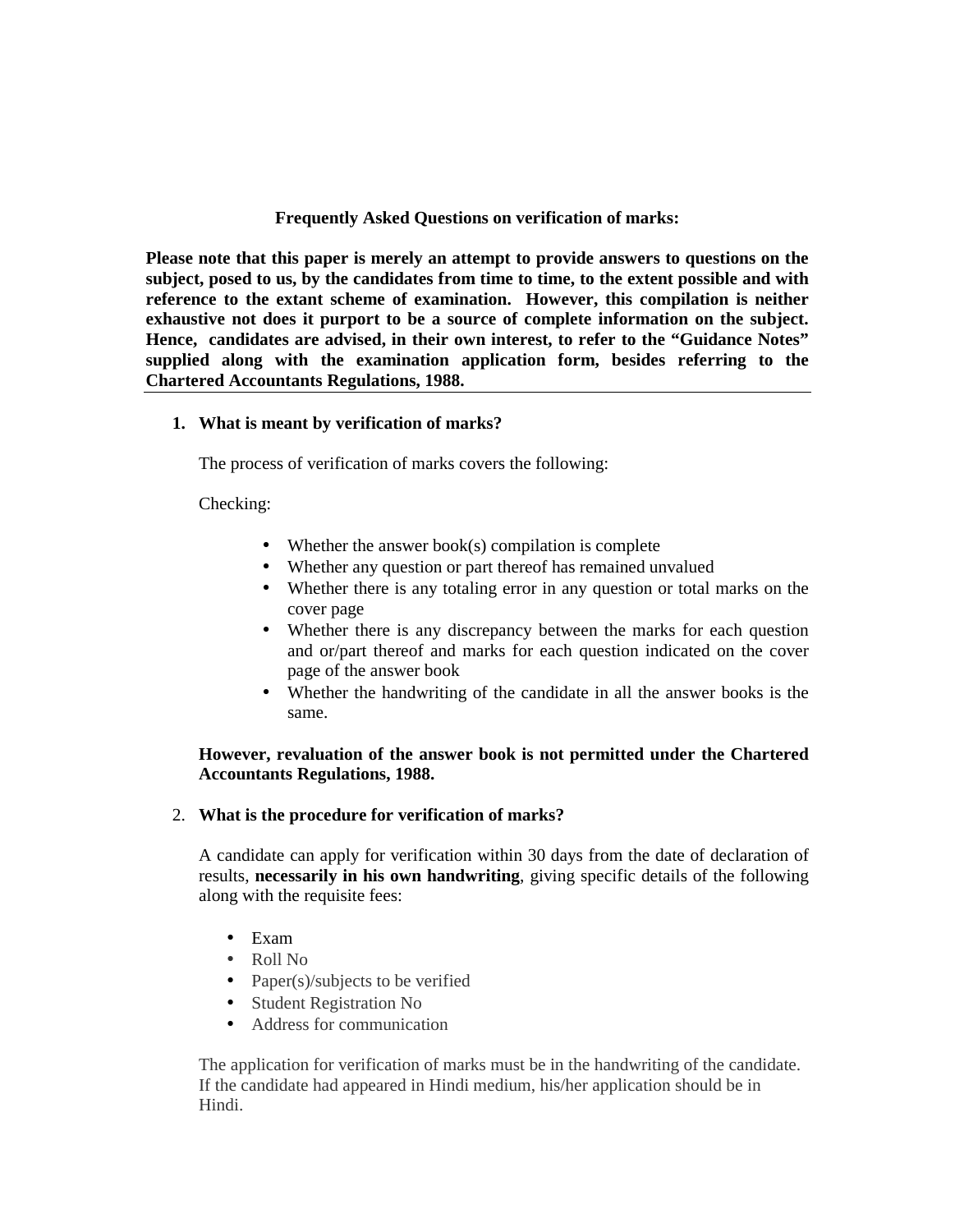# Frequently Asked Questions on verification of marks:

**Please note that this paper is merely an attempt to provide answers to questions on the subject, posed to us, by the candidates from time to time, to the extent possible and with reference to the extant scheme of examination. However, this compilation is neither exhaustive not does it purport to be a source of complete information on the subject. Hence, candidates are advised, in their own interest, to refer to the "Guidance Notes" supplied along with the examination application form, besides referring to the Chartered Accountants Regulations, 1988.**

---

1. **What is meant by verification of marks?**

   The process of verification of marks covers the following:

   Checking:

   - Whether the answer book(s) compilation is complete
   - Whether any question or part thereof has remained unvalued
   - Whether there is any totaling error in any question or total marks on the cover page
   - Whether there is any discrepancy between the marks for each question and or/part thereof and marks for each question indicated on the cover page of the answer book
   - Whether the handwriting of the candidate in all the answer books is the same.

   **However, revaluation of the answer book is not permitted under the Chartered Accountants Regulations, 1988.**

2. **What is the procedure for verification of marks?**

   A candidate can apply for verification within 30 days from the date of declaration of results, **necessarily in his own handwriting**, giving specific details of the following along with the requisite fees:

   - Exam
   - Roll No
   - Paper(s)/subjects to be verified
   - Student Registration No
   - Address for communication

   The application for verification of marks must be in the handwriting of the candidate. If the candidate had appeared in Hindi medium, his/her application should be in Hindi.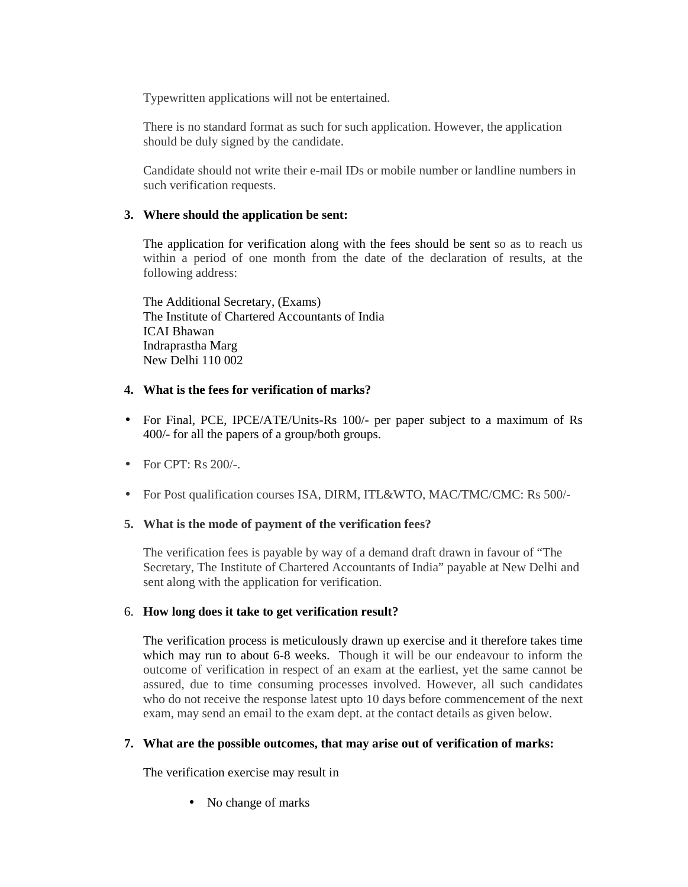Typewritten applications will not be entertained.

There is no standard format as such for such application. However, the application should be duly signed by the candidate.

Candidate should not write their e-mail IDs or mobile number or landline numbers in such verification requests.

3. **Where should the application be sent:**

The application for verification along with the fees should be sent so as to reach us within a period of one month from the date of the declaration of results, at the following address:

The Additional Secretary, (Exams)  
The Institute of Chartered Accountants of India  
ICAI Bhawan  
Indraprastha Marg  
New Delhi 110 002

4. **What is the fees for verification of marks?**

- For Final, PCE, IPCE/ATE/Units-Rs 100/- per paper subject to a maximum of Rs 400/- for all the papers of a group/both groups.
- For CPT: Rs 200/-.
- For Post qualification courses ISA, DIRM, ITL&WTO, MAC/TMC/CMC: Rs 500/-

5. **What is the mode of payment of the verification fees?**

The verification fees is payable by way of a demand draft drawn in favour of "The Secretary, The Institute of Chartered Accountants of India" payable at New Delhi and sent along with the application for verification.

6. **How long does it take to get verification result?**

The verification process is meticulously drawn up exercise and it therefore takes time which may run to about 6-8 weeks. Though it will be our endeavour to inform the outcome of verification in respect of an exam at the earliest, yet the same cannot be assured, due to time consuming processes involved. However, all such candidates who do not receive the response latest upto 10 days before commencement of the next exam, may send an email to the exam dept. at the contact details as given below.

7. **What are the possible outcomes, that may arise out of verification of marks:**

The verification exercise may result in

- No change of marks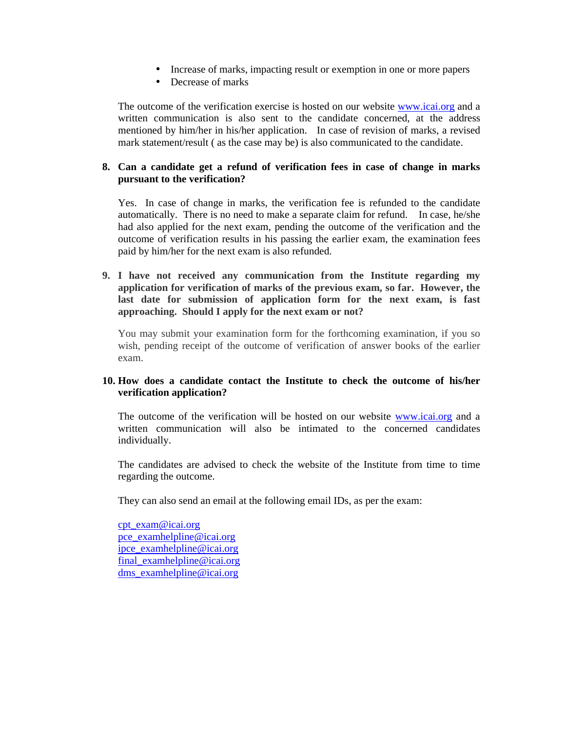- Increase of marks, impacting result or exemption in one or more papers
- Decrease of marks

The outcome of the verification exercise is hosted on our website www.icai.org and a written communication is also sent to the candidate concerned, at the address mentioned by him/her in his/her application. In case of revision of marks, a revised mark statement/result ( as the case may be) is also communicated to the candidate.

**8. Can a candidate get a refund of verification fees in case of change in marks pursuant to the verification?**

Yes. In case of change in marks, the verification fee is refunded to the candidate automatically. There is no need to make a separate claim for refund. In case, he/she had also applied for the next exam, pending the outcome of the verification and the outcome of verification results in his passing the earlier exam, the examination fees paid by him/her for the next exam is also refunded.

**9. I have not received any communication from the Institute regarding my application for verification of marks of the previous exam, so far. However, the last date for submission of application form for the next exam, is fast approaching. Should I apply for the next exam or not?**

You may submit your examination form for the forthcoming examination, if you so wish, pending receipt of the outcome of verification of answer books of the earlier exam.

**10. How does a candidate contact the Institute to check the outcome of his/her verification application?**

The outcome of the verification will be hosted on our website www.icai.org and a written communication will also be intimated to the concerned candidates individually.

The candidates are advised to check the website of the Institute from time to time regarding the outcome.

They can also send an email at the following email IDs, as per the exam:

cpt_exam@icai.org
pce_examhelpline@icai.org
ipce_examhelpline@icai.org
final_examhelpline@icai.org
dms_examhelpline@icai.org